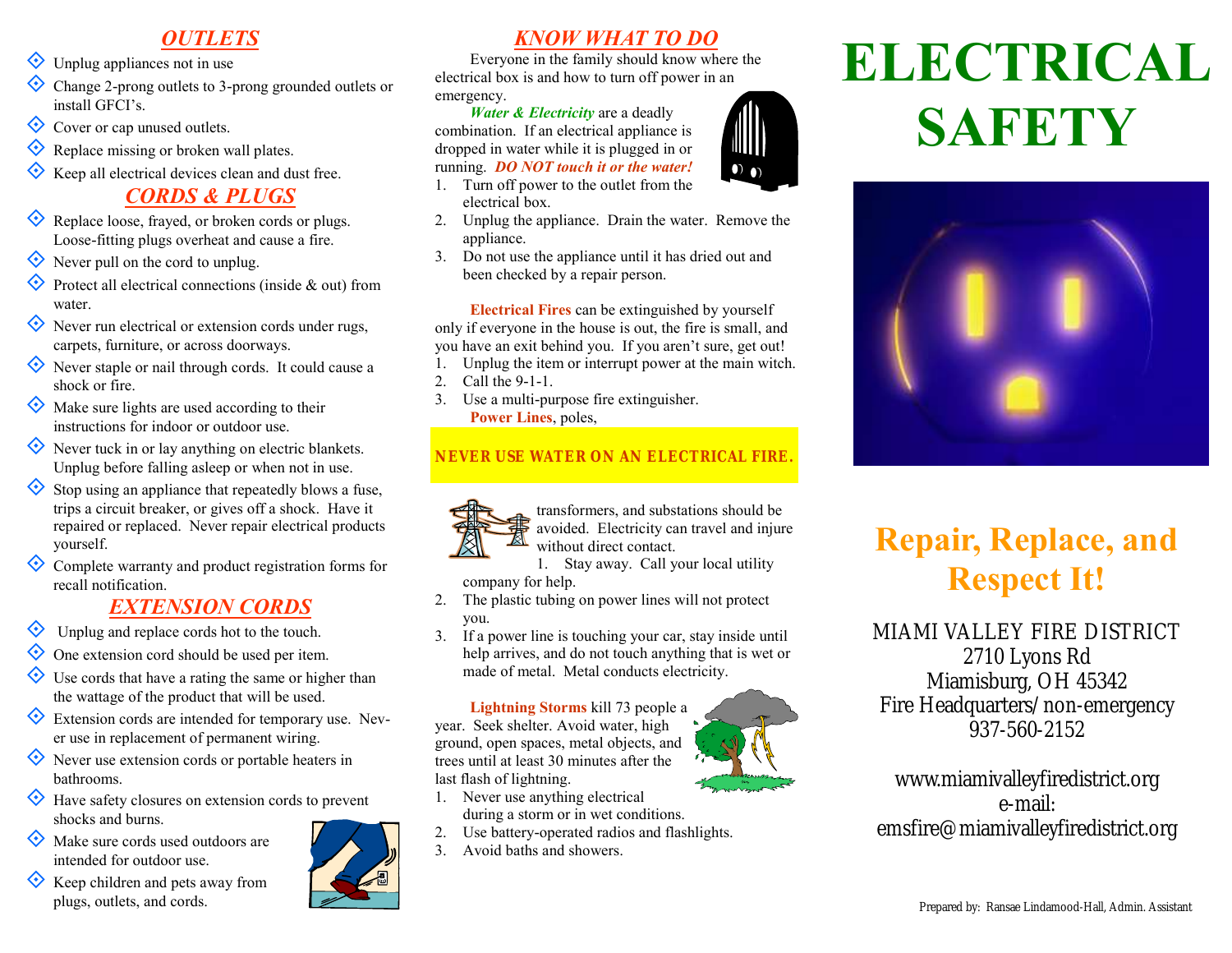## OUTLETS

- Unplug appliances not in use
- Change 2-prong outlets to 3-prong grounded outlets or install GFCI's.
- Cover or cap unused outlets.
- Replace missing or broken wall plates.
- Keep all electrical devices clean and dust free.

## CORDS & PLUGS

- Replace loose, frayed, or broken cords or plugs. Loose-fitting plugs overheat and cause a fire.
- Never pull on the cord to unplug.
- Protect all electrical connections (inside & out) from water.
- Never run electrical or extension cords under rugs, carpets, furniture, or across doorways.
- Never staple or nail through cords. It could cause a shock or fire.
- Make sure lights are used according to their instructions for indoor or outdoor use.
- Never tuck in or lay anything on electric blankets. Unplug before falling asleep or when not in use.
- Stop using an appliance that repeatedly blows a fuse, trips a circuit breaker, or gives off a shock. Have it repaired or replaced. Never repair electrical products yourself.
- Complete warranty and product registration forms for recall notification.

## EXTENSION CORDS

- Unplug and replace cords hot to the touch.
- One extension cord should be used per item.
- Use cords that have a rating the same or higher than the wattage of the product that will be used.
- Extension cords are intended for temporary use. Never use in replacement of permanent wiring.
- Never use extension cords or portable heaters in bathrooms.
- Have safety closures on extension cords to prevent shocks and burns.
- Make sure cords used outdoors are intended for outdoor use.
- Keep children and pets away from plugs, outlets, and cords.

## KNOW WHAT TO DO

Everyone in the family should know where the electrical box is and how to turn off power in an emergency.

***Water & Electricity*** are a deadly combination. If an electrical appliance is dropped in water while it is plugged in or running. ***DO NOT touch it or the water!***

1. Turn off power to the outlet from the electrical box.
2. Unplug the appliance. Drain the water. Remove the appliance.
3. Do not use the appliance until it has dried out and been checked by a repair person.

**Electrical Fires** can be extinguished by yourself only if everyone in the house is out, the fire is small, and you have an exit behind you. If you aren't sure, get out!

1. Unplug the item or interrupt power at the main witch.
2. Call the 9-1-1.
3. Use a multi-purpose fire extinguisher.

**NEVER USE WATER ON AN ELECTRICAL FIRE.**

**Power Lines**, poles, transformers, and substations should be avoided. Electricity can travel and injure without direct contact.

1. Stay away. Call your local utility company for help.
2. The plastic tubing on power lines will not protect you.
3. If a power line is touching your car, stay inside until help arrives, and do not touch anything that is wet or made of metal. Metal conducts electricity.

**Lightning Storms** kill 73 people a year. Seek shelter. Avoid water, high ground, open spaces, metal objects, and trees until at least 30 minutes after the last flash of lightning.

1. Never use anything electrical during a storm or in wet conditions.
2. Use battery-operated radios and flashlights.
3. Avoid baths and showers.

# ELECTRICAL SAFETY

## Repair, Replace, and Respect It!

MIAMI VALLEY FIRE DISTRICT
2710 Lyons Rd
Miamisburg, OH 45342
Fire Headquarters/non-emergency
937-560-2152

www.miamivalleyfiredistrict.org
e-mail:
emsfire@miamivalleyfiredistrict.org

Prepared by: Ransae Lindamood-Hall, Admin. Assistant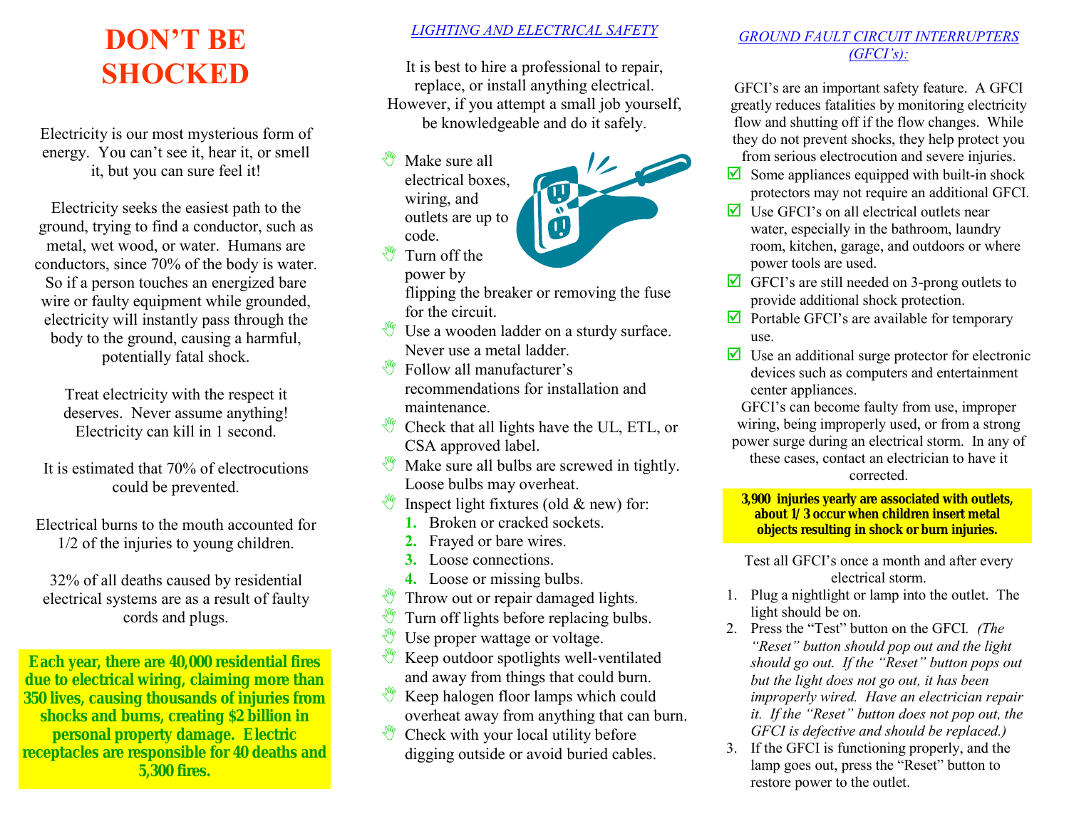# DON'T BE SHOCKED

Electricity is our most mysterious form of energy. You can't see it, hear it, or smell it, but you can sure feel it!

Electricity seeks the easiest path to the ground, trying to find a conductor, such as metal, wet wood, or water. Humans are conductors, since 70% of the body is water. So if a person touches an energized bare wire or faulty equipment while grounded, electricity will instantly pass through the body to the ground, causing a harmful, potentially fatal shock.

Treat electricity with the respect it deserves. Never assume anything! Electricity can kill in 1 second.

It is estimated that 70% of electrocutions could be prevented.

Electrical burns to the mouth accounted for 1/2 of the injuries to young children.

32% of all deaths caused by residential electrical systems are as a result of faulty cords and plugs.

**Each year, there are 40,000 residential fires due to electrical wiring, claiming more than 350 lives, causing thousands of injuries from shocks and burns, creating $2 billion in personal property damage. Electric receptacles are responsible for 40 deaths and 5,300 fires.**

## LIGHTING AND ELECTRICAL SAFETY

It is best to hire a professional to repair, replace, or install anything electrical. However, if you attempt a small job yourself, be knowledgeable and do it safely.

- Make sure all electrical boxes, wiring, and outlets are up to code.
- Turn off the power by flipping the breaker or removing the fuse for the circuit.
- Use a wooden ladder on a sturdy surface. Never use a metal ladder.
- Follow all manufacturer's recommendations for installation and maintenance.
- Check that all lights have the UL, ETL, or CSA approved label.
- Make sure all bulbs are screwed in tightly. Loose bulbs may overheat.
- Inspect light fixtures (old & new) for:
  1. Broken or cracked sockets.
  2. Frayed or bare wires.
  3. Loose connections.
  4. Loose or missing bulbs.
- Throw out or repair damaged lights.
- Turn off lights before replacing bulbs.
- Use proper wattage or voltage.
- Keep outdoor spotlights well-ventilated and away from things that could burn.
- Keep halogen floor lamps which could overheat away from anything that can burn.
- Check with your local utility before digging outside or avoid buried cables.

## GROUND FAULT CIRCUIT INTERRUPTERS (GFCI's):

GFCI's are an important safety feature. A GFCI greatly reduces fatalities by monitoring electricity flow and shutting off if the flow changes. While they do not prevent shocks, they help protect you from serious electrocution and severe injuries.

- ☑ Some appliances equipped with built-in shock protectors may not require an additional GFCI.
- ☑ Use GFCI's on all electrical outlets near water, especially in the bathroom, laundry room, kitchen, garage, and outdoors or where power tools are used.
- ☑ GFCI's are still needed on 3-prong outlets to provide additional shock protection.
- ☑ Portable GFCI's are available for temporary use.
- ☑ Use an additional surge protector for electronic devices such as computers and entertainment center appliances.

GFCI's can become faulty from use, improper wiring, being improperly used, or from a strong power surge during an electrical storm. In any of these cases, contact an electrician to have it corrected.

**3,900 injuries yearly are associated with outlets, about 1/3 occur when children insert metal objects resulting in shock or burn injuries.**

Test all GFCI's once a month and after every electrical storm.

1. Plug a nightlight or lamp into the outlet. The light should be on.
2. Press the "Test" button on the GFCI. *(The "Reset" button should pop out and the light should go out. If the "Reset" button pops out but the light does not go out, it has been improperly wired. Have an electrician repair it. If the "Reset" button does not pop out, the GFCI is defective and should be replaced.)*
3. If the GFCI is functioning properly, and the lamp goes out, press the "Reset" button to restore power to the outlet.